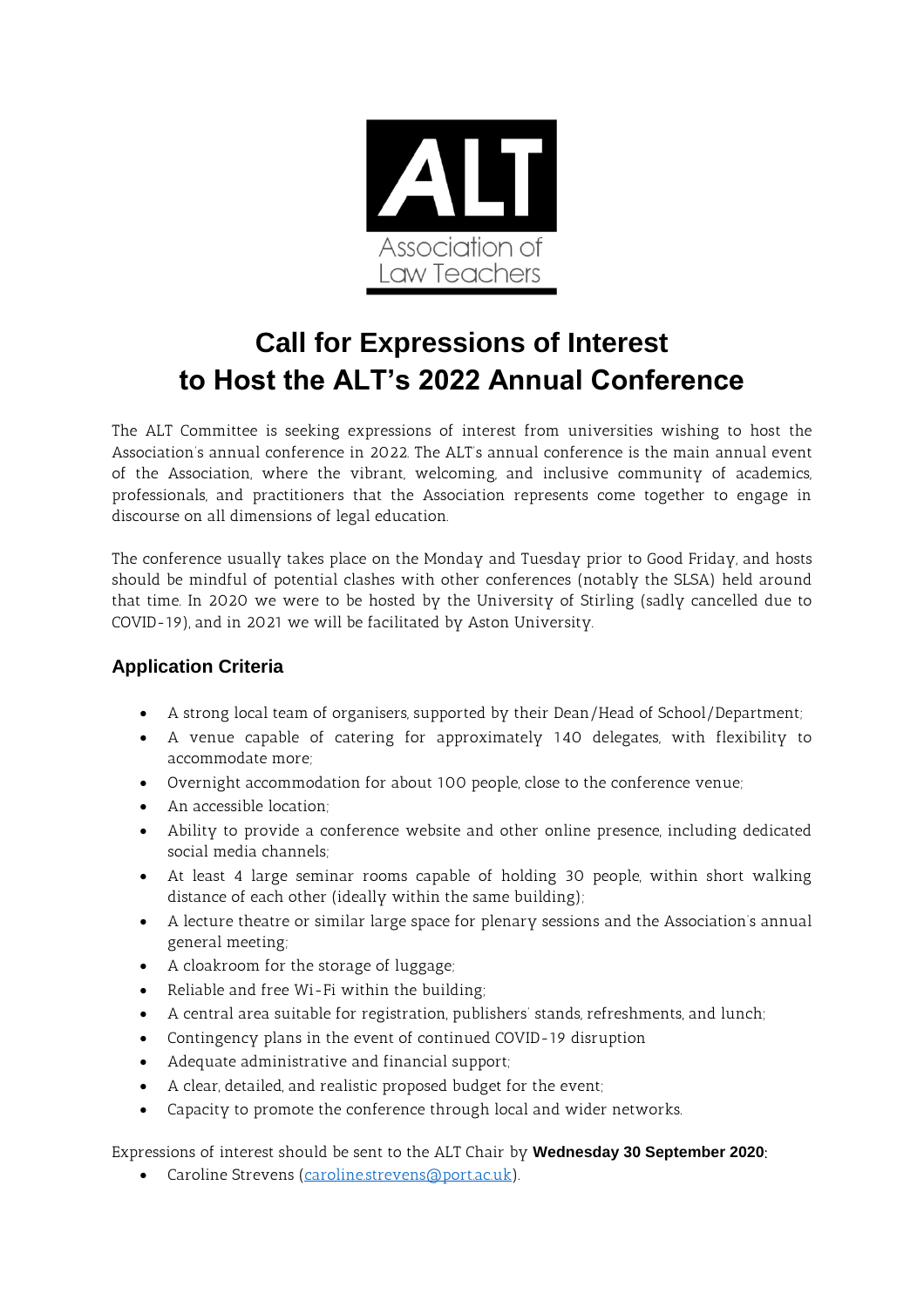# Call for Expressions of Interest to Host the ALT's 2022 Annual Conference

The ALT Committee is seeking expressions of interest from universities wishing to host the Association's annual conference in 2022. The ALT's annual conference is the main annual event of the Association, where the vibrant, welcoming, and inclusive community of academics, professionals, and practitioners that the Association represents come together to engage in discourse on all dimensions of legal education.

The conference usually takes place on the Monday and Tuesday prior to Good Friday, and hosts should be mindful of potential clashes with other conferences (notably the SLSA) held around that time. In 2020 we were to be hosted by the University of Stirling (sadly cancelled due to COVID-19), and in 2021 we will be facilitated by Aston University.

## Application Criteria

- A strong local team of organisers, supported by their Dean/Head of School/Department;
- A venue capable of catering for approximately 140 delegates, with flexibility to accommodate more;
- Overnight accommodation for about 100 people, close to the conference venue;
- An accessible location;
- Ability to provide a conference website and other online presence, including dedicated social media channels;
- At least 4 large seminar rooms capable of holding 30 people, within short walking distance of each other (ideally within the same building);
- A lecture theatre or similar large space for plenary sessions and the Association's annual general meeting;
- A cloakroom for the storage of luggage;
- Reliable and free Wi-Fi within the building;
- A central area suitable for registration, publishers' stands, refreshments, and lunch;
- Contingency plans in the event of continued COVID-19 disruption
- Adequate administrative and financial support;
- A clear, detailed, and realistic proposed budget for the event;
- Capacity to promote the conference through local and wider networks.

Expressions of interest should be sent to the ALT Chair by **Wednesday 30 September 2020**:

- Caroline Strevens (caroline.strevens@port.ac.uk).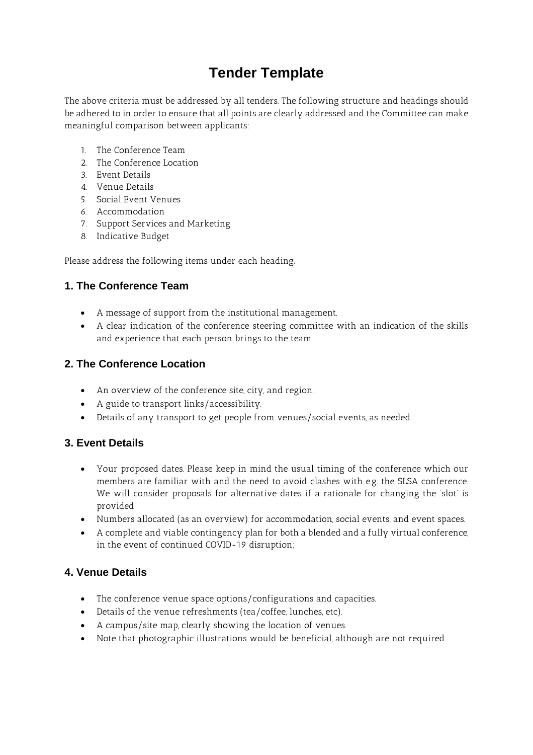# Tender Template

The above criteria must be addressed by all tenders. The following structure and headings should be adhered to in order to ensure that all points are clearly addressed and the Committee can make meaningful comparison between applicants:

1. The Conference Team
2. The Conference Location
3. Event Details
4. Venue Details
5. Social Event Venues
6. Accommodation
7. Support Services and Marketing
8. Indicative Budget

Please address the following items under each heading.

## 1. The Conference Team

- A message of support from the institutional management.
- A clear indication of the conference steering committee with an indication of the skills and experience that each person brings to the team.

## 2. The Conference Location

- An overview of the conference site, city, and region.
- A guide to transport links/accessibility.
- Details of any transport to get people from venues/social events, as needed.

## 3. Event Details

- Your proposed dates. Please keep in mind the usual timing of the conference which our members are familiar with and the need to avoid clashes with e.g. the SLSA conference. We will consider proposals for alternative dates if a rationale for changing the 'slot' is provided
- Numbers allocated (as an overview) for accommodation, social events, and event spaces.
- A complete and viable contingency plan for both a blended and a fully virtual conference, in the event of continued COVID-19 disruption;

## 4. Venue Details

- The conference venue space options/configurations and capacities.
- Details of the venue refreshments (tea/coffee, lunches, etc).
- A campus/site map, clearly showing the location of venues.
- Note that photographic illustrations would be beneficial, although are not required.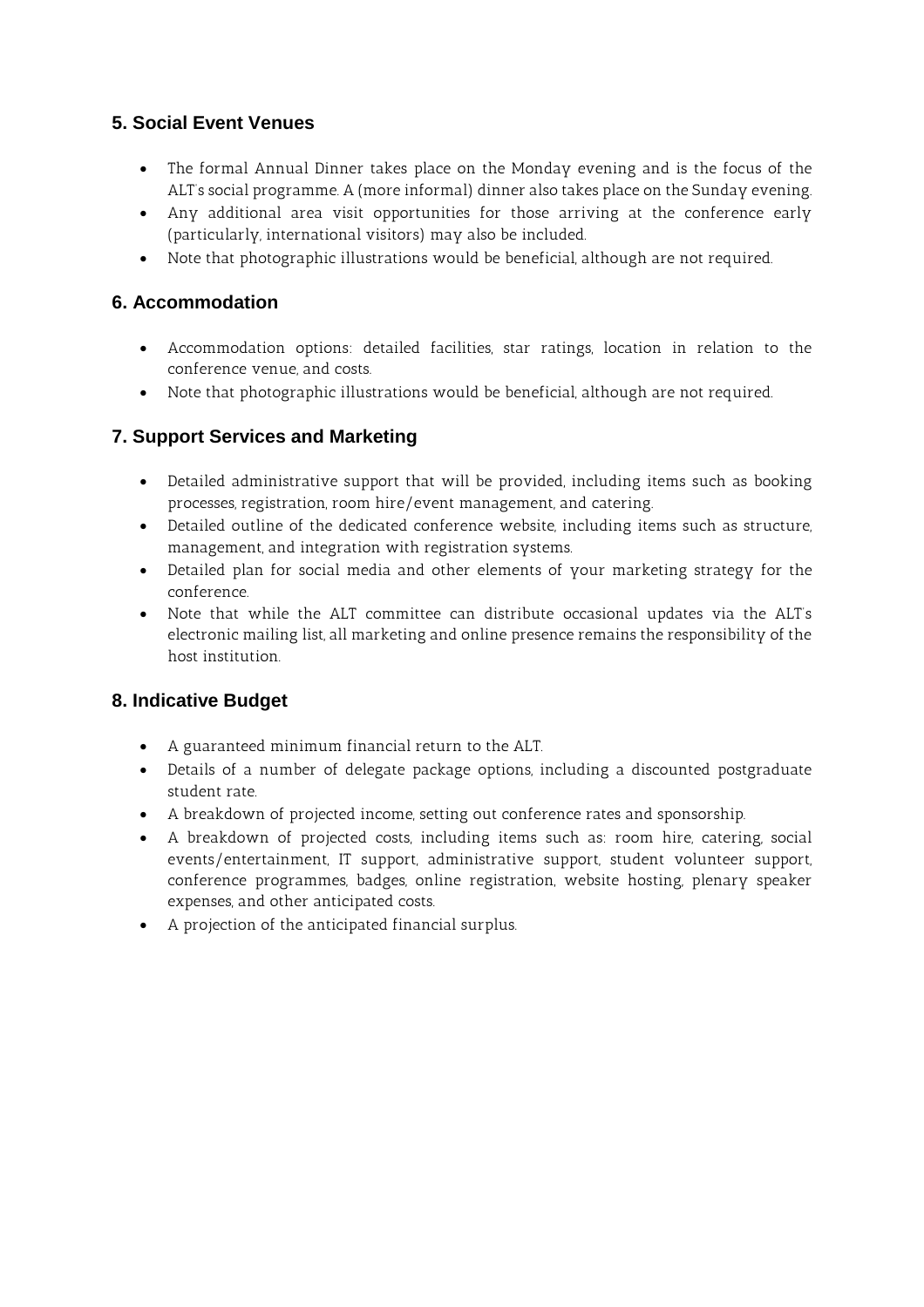## 5. Social Event Venues

- The formal Annual Dinner takes place on the Monday evening and is the focus of the ALT's social programme. A (more informal) dinner also takes place on the Sunday evening.
- Any additional area visit opportunities for those arriving at the conference early (particularly, international visitors) may also be included.
- Note that photographic illustrations would be beneficial, although are not required.

## 6. Accommodation

- Accommodation options: detailed facilities, star ratings, location in relation to the conference venue, and costs.
- Note that photographic illustrations would be beneficial, although are not required.

## 7. Support Services and Marketing

- Detailed administrative support that will be provided, including items such as booking processes, registration, room hire/event management, and catering.
- Detailed outline of the dedicated conference website, including items such as structure, management, and integration with registration systems.
- Detailed plan for social media and other elements of your marketing strategy for the conference.
- Note that while the ALT committee can distribute occasional updates via the ALT's electronic mailing list, all marketing and online presence remains the responsibility of the host institution.

## 8. Indicative Budget

- A guaranteed minimum financial return to the ALT.
- Details of a number of delegate package options, including a discounted postgraduate student rate.
- A breakdown of projected income, setting out conference rates and sponsorship.
- A breakdown of projected costs, including items such as: room hire, catering, social events/entertainment, IT support, administrative support, student volunteer support, conference programmes, badges, online registration, website hosting, plenary speaker expenses, and other anticipated costs.
- A projection of the anticipated financial surplus.